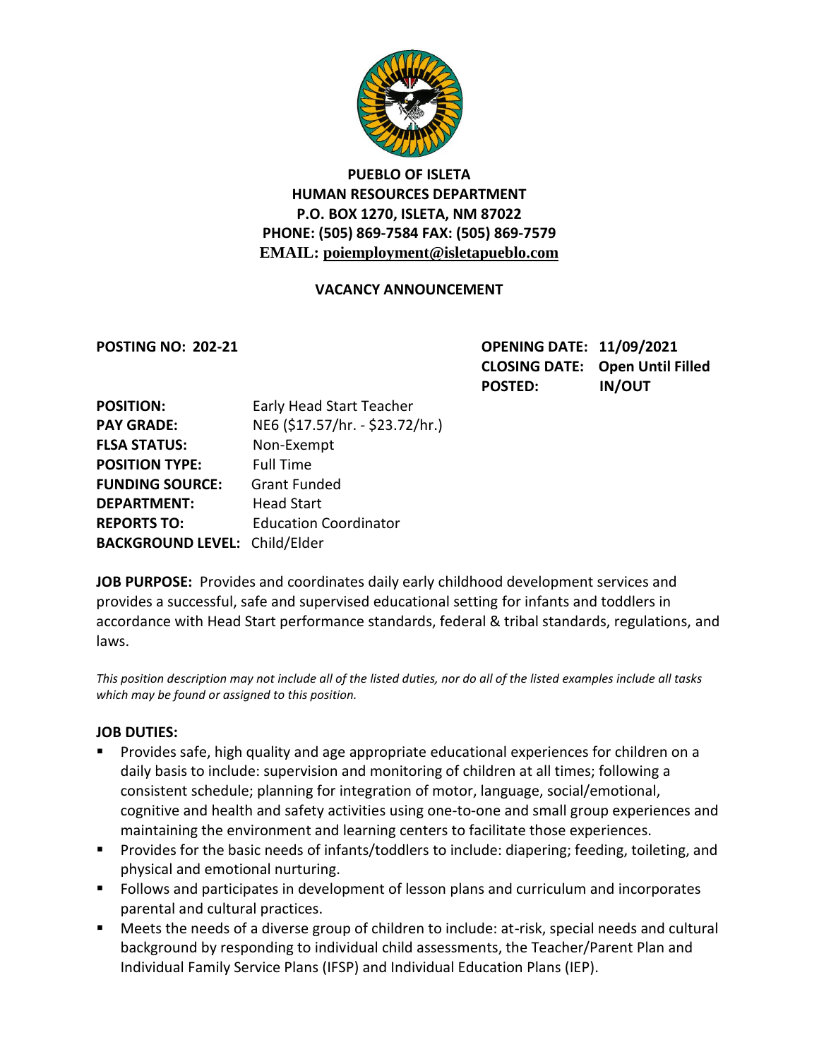# PUEBLO OF ISLETA
## HUMAN RESOURCES DEPARTMENT
**P.O. BOX 1270, ISLETA, NM 87022**
**PHONE: (505) 869-7584 FAX: (505) 869-7579**
**EMAIL: poiemployment@isletapueblo.com**

### VACANCY ANNOUNCEMENT

**POSTING NO: 202-21**

**OPENING DATE: 11/09/2021**
**CLOSING DATE: Open Until Filled**
**POSTED: IN/OUT**

**POSITION:** Early Head Start Teacher
**PAY GRADE:** NE6 ($17.57/hr. - $23.72/hr.)
**FLSA STATUS:** Non-Exempt
**POSITION TYPE:** Full Time
**FUNDING SOURCE:** Grant Funded
**DEPARTMENT:** Head Start
**REPORTS TO:** Education Coordinator
**BACKGROUND LEVEL:** Child/Elder

**JOB PURPOSE:** Provides and coordinates daily early childhood development services and provides a successful, safe and supervised educational setting for infants and toddlers in accordance with Head Start performance standards, federal & tribal standards, regulations, and laws.

*This position description may not include all of the listed duties, nor do all of the listed examples include all tasks which may be found or assigned to this position.*

**JOB DUTIES:**

- Provides safe, high quality and age appropriate educational experiences for children on a daily basis to include: supervision and monitoring of children at all times; following a consistent schedule; planning for integration of motor, language, social/emotional, cognitive and health and safety activities using one-to-one and small group experiences and maintaining the environment and learning centers to facilitate those experiences.
- Provides for the basic needs of infants/toddlers to include: diapering; feeding, toileting, and physical and emotional nurturing.
- Follows and participates in development of lesson plans and curriculum and incorporates parental and cultural practices.
- Meets the needs of a diverse group of children to include: at-risk, special needs and cultural background by responding to individual child assessments, the Teacher/Parent Plan and Individual Family Service Plans (IFSP) and Individual Education Plans (IEP).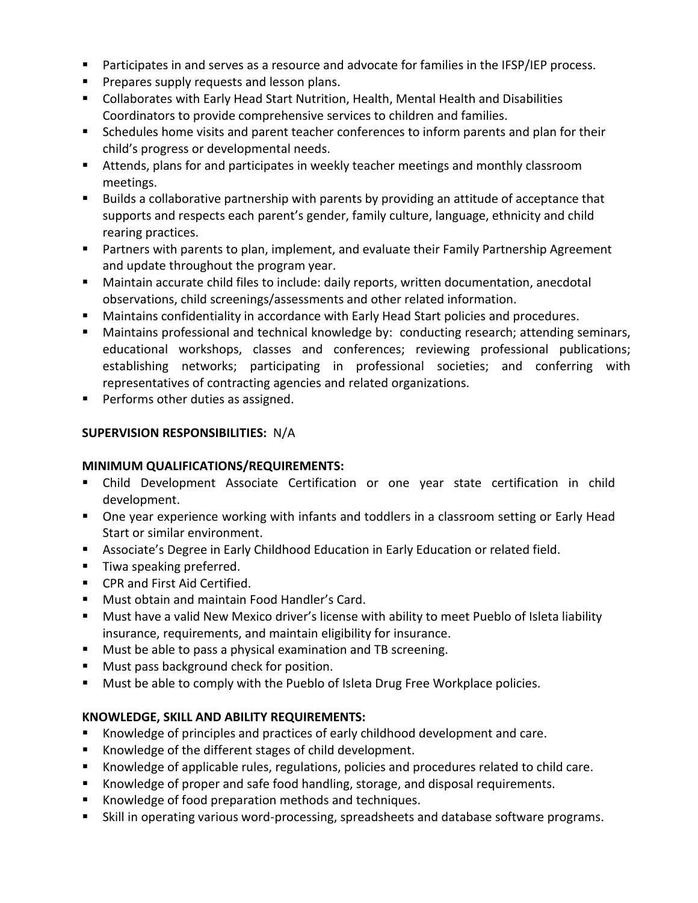- Participates in and serves as a resource and advocate for families in the IFSP/IEP process.
- Prepares supply requests and lesson plans.
- Collaborates with Early Head Start Nutrition, Health, Mental Health and Disabilities Coordinators to provide comprehensive services to children and families.
- Schedules home visits and parent teacher conferences to inform parents and plan for their child's progress or developmental needs.
- Attends, plans for and participates in weekly teacher meetings and monthly classroom meetings.
- Builds a collaborative partnership with parents by providing an attitude of acceptance that supports and respects each parent's gender, family culture, language, ethnicity and child rearing practices.
- Partners with parents to plan, implement, and evaluate their Family Partnership Agreement and update throughout the program year.
- Maintain accurate child files to include: daily reports, written documentation, anecdotal observations, child screenings/assessments and other related information.
- Maintains confidentiality in accordance with Early Head Start policies and procedures.
- Maintains professional and technical knowledge by: conducting research; attending seminars, educational workshops, classes and conferences; reviewing professional publications; establishing networks; participating in professional societies; and conferring with representatives of contracting agencies and related organizations.
- Performs other duties as assigned.

**SUPERVISION RESPONSIBILITIES:** N/A

**MINIMUM QUALIFICATIONS/REQUIREMENTS:**

- Child Development Associate Certification or one year state certification in child development.
- One year experience working with infants and toddlers in a classroom setting or Early Head Start or similar environment.
- Associate's Degree in Early Childhood Education in Early Education or related field.
- Tiwa speaking preferred.
- CPR and First Aid Certified.
- Must obtain and maintain Food Handler's Card.
- Must have a valid New Mexico driver's license with ability to meet Pueblo of Isleta liability insurance, requirements, and maintain eligibility for insurance.
- Must be able to pass a physical examination and TB screening.
- Must pass background check for position.
- Must be able to comply with the Pueblo of Isleta Drug Free Workplace policies.

**KNOWLEDGE, SKILL AND ABILITY REQUIREMENTS:**

- Knowledge of principles and practices of early childhood development and care.
- Knowledge of the different stages of child development.
- Knowledge of applicable rules, regulations, policies and procedures related to child care.
- Knowledge of proper and safe food handling, storage, and disposal requirements.
- Knowledge of food preparation methods and techniques.
- Skill in operating various word-processing, spreadsheets and database software programs.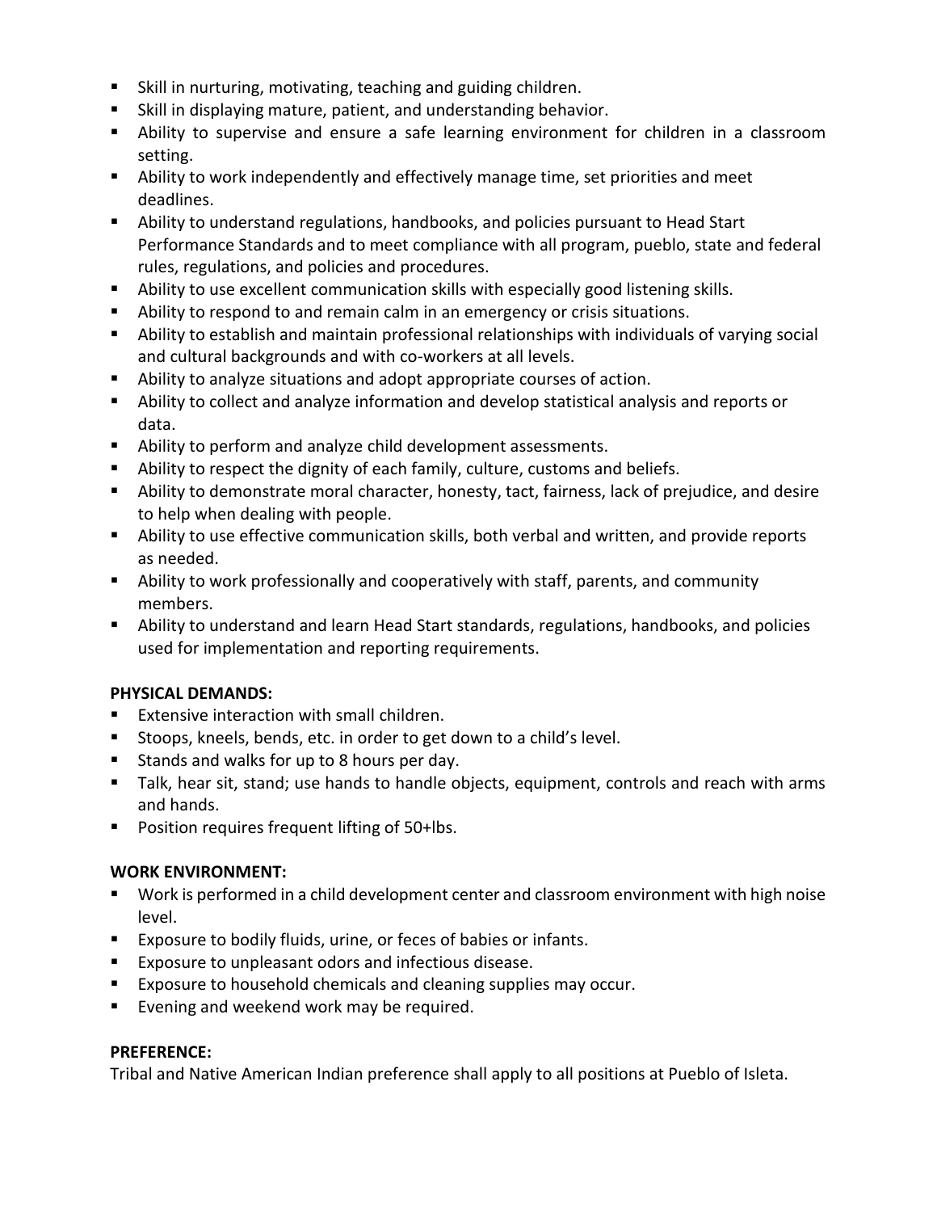- Skill in nurturing, motivating, teaching and guiding children.
- Skill in displaying mature, patient, and understanding behavior.
- Ability to supervise and ensure a safe learning environment for children in a classroom setting.
- Ability to work independently and effectively manage time, set priorities and meet deadlines.
- Ability to understand regulations, handbooks, and policies pursuant to Head Start Performance Standards and to meet compliance with all program, pueblo, state and federal rules, regulations, and policies and procedures.
- Ability to use excellent communication skills with especially good listening skills.
- Ability to respond to and remain calm in an emergency or crisis situations.
- Ability to establish and maintain professional relationships with individuals of varying social and cultural backgrounds and with co-workers at all levels.
- Ability to analyze situations and adopt appropriate courses of action.
- Ability to collect and analyze information and develop statistical analysis and reports or data.
- Ability to perform and analyze child development assessments.
- Ability to respect the dignity of each family, culture, customs and beliefs.
- Ability to demonstrate moral character, honesty, tact, fairness, lack of prejudice, and desire to help when dealing with people.
- Ability to use effective communication skills, both verbal and written, and provide reports as needed.
- Ability to work professionally and cooperatively with staff, parents, and community members.
- Ability to understand and learn Head Start standards, regulations, handbooks, and policies used for implementation and reporting requirements.

**PHYSICAL DEMANDS:**

- Extensive interaction with small children.
- Stoops, kneels, bends, etc. in order to get down to a child's level.
- Stands and walks for up to 8 hours per day.
- Talk, hear sit, stand; use hands to handle objects, equipment, controls and reach with arms and hands.
- Position requires frequent lifting of 50+lbs.

**WORK ENVIRONMENT:**

- Work is performed in a child development center and classroom environment with high noise level.
- Exposure to bodily fluids, urine, or feces of babies or infants.
- Exposure to unpleasant odors and infectious disease.
- Exposure to household chemicals and cleaning supplies may occur.
- Evening and weekend work may be required.

**PREFERENCE:**

Tribal and Native American Indian preference shall apply to all positions at Pueblo of Isleta.